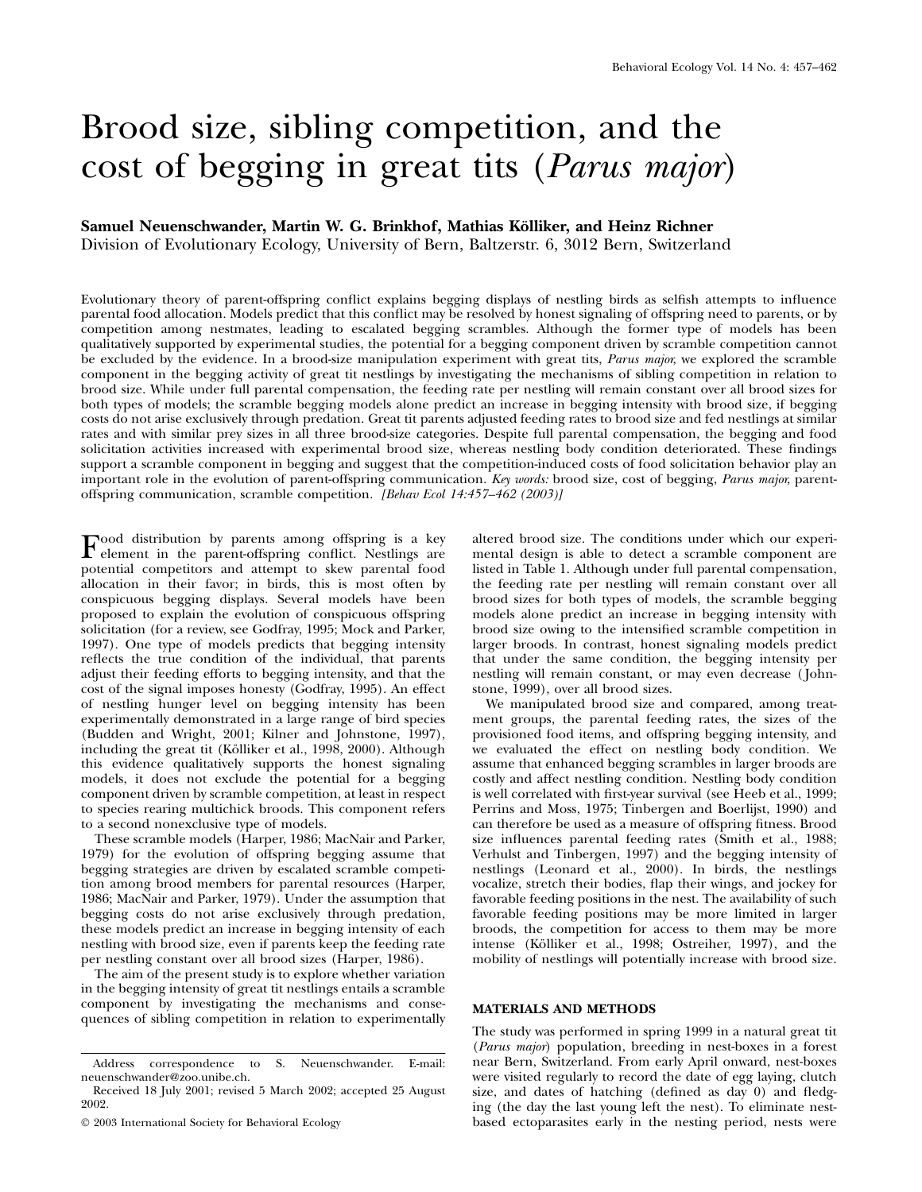# Brood size, sibling competition, and the cost of begging in great tits (*Parus major*)

**Samuel Neuenschwander, Martin W. G. Brinkhof, Mathias Kölliker, and Heinz Richner**
Division of Evolutionary Ecology, University of Bern, Baltzerstr. 6, 3012 Bern, Switzerland

Evolutionary theory of parent-offspring conflict explains begging displays of nestling birds as selfish attempts to influence parental food allocation. Models predict that this conflict may be resolved by honest signaling of offspring need to parents, or by competition among nestmates, leading to escalated begging scrambles. Although the former type of models has been qualitatively supported by experimental studies, the potential for a begging component driven by scramble competition cannot be excluded by the evidence. In a brood-size manipulation experiment with great tits, *Parus major*, we explored the scramble component in the begging activity of great tit nestlings by investigating the mechanisms of sibling competition in relation to brood size. While under full parental compensation, the feeding rate per nestling will remain constant over all brood sizes for both types of models; the scramble begging models alone predict an increase in begging intensity with brood size, if begging costs do not arise exclusively through predation. Great tit parents adjusted feeding rates to brood size and fed nestlings at similar rates and with similar prey sizes in all three brood-size categories. Despite full parental compensation, the begging and food solicitation activities increased with experimental brood size, whereas nestling body condition deteriorated. These findings support a scramble component in begging and suggest that the competition-induced costs of food solicitation behavior play an important role in the evolution of parent-offspring communication. *Key words:* brood size, cost of begging, *Parus major*, parent-offspring communication, scramble competition. *[Behav Ecol 14:457–462 (2003)]*

Food distribution by parents among offspring is a key element in the parent-offspring conflict. Nestlings are potential competitors and attempt to skew parental food allocation in their favor; in birds, this is most often by conspicuous begging displays. Several models have been proposed to explain the evolution of conspicuous offspring solicitation (for a review, see Godfray, 1995; Mock and Parker, 1997). One type of models predicts that begging intensity reflects the true condition of the individual, that parents adjust their feeding efforts to begging intensity, and that the cost of the signal imposes honesty (Godfray, 1995). An effect of nestling hunger level on begging intensity has been experimentally demonstrated in a large range of bird species (Budden and Wright, 2001; Kilner and Johnstone, 1997), including the great tit (Kölliker et al., 1998, 2000). Although this evidence qualitatively supports the honest signaling models, it does not exclude the potential for a begging component driven by scramble competition, at least in respect to species rearing multichick broods. This component refers to a second nonexclusive type of models.

These scramble models (Harper, 1986; MacNair and Parker, 1979) for the evolution of offspring begging assume that begging strategies are driven by escalated scramble competition among brood members for parental resources (Harper, 1986; MacNair and Parker, 1979). Under the assumption that begging costs do not arise exclusively through predation, these models predict an increase in begging intensity of each nestling with brood size, even if parents keep the feeding rate per nestling constant over all brood sizes (Harper, 1986).

The aim of the present study is to explore whether variation in the begging intensity of great tit nestlings entails a scramble component by investigating the mechanisms and consequences of sibling competition in relation to experimentally altered brood size. The conditions under which our experimental design is able to detect a scramble component are listed in Table 1. Although under full parental compensation, the feeding rate per nestling will remain constant over all brood sizes for both types of models, the scramble begging models alone predict an increase in begging intensity with brood size owing to the intensified scramble competition in larger broods. In contrast, honest signaling models predict that under the same condition, the begging intensity per nestling will remain constant, or may even decrease (Johnstone, 1999), over all brood sizes.

We manipulated brood size and compared, among treatment groups, the parental feeding rates, the sizes of the provisioned food items, and offspring begging intensity, and we evaluated the effect on nestling body condition. We assume that enhanced begging scrambles in larger broods are costly and affect nestling condition. Nestling body condition is well correlated with first-year survival (see Heeb et al., 1999; Perrins and Moss, 1975; Tinbergen and Boerlijst, 1990) and can therefore be used as a measure of offspring fitness. Brood size influences parental feeding rates (Smith et al., 1988; Verhulst and Tinbergen, 1997) and the begging intensity of nestlings (Leonard et al., 2000). In birds, the nestlings vocalize, stretch their bodies, flap their wings, and jockey for favorable feeding positions in the nest. The availability of such favorable feeding positions may be more limited in larger broods, the competition for access to them may be more intense (Kölliker et al., 1998; Ostreiher, 1997), and the mobility of nestlings will potentially increase with brood size.

## MATERIALS AND METHODS

The study was performed in spring 1999 in a natural great tit (*Parus major*) population, breeding in nest-boxes in a forest near Bern, Switzerland. From early April onward, nest-boxes were visited regularly to record the date of egg laying, clutch size, and dates of hatching (defined as day 0) and fledging (the day the last young left the nest). To eliminate nest-based ectoparasites early in the nesting period, nests were

---

Address correspondence to S. Neuenschwander. E-mail: neuenschwander@zoo.unibe.ch.

Received 18 July 2001; revised 5 March 2002; accepted 25 August 2002.

© 2003 International Society for Behavioral Ecology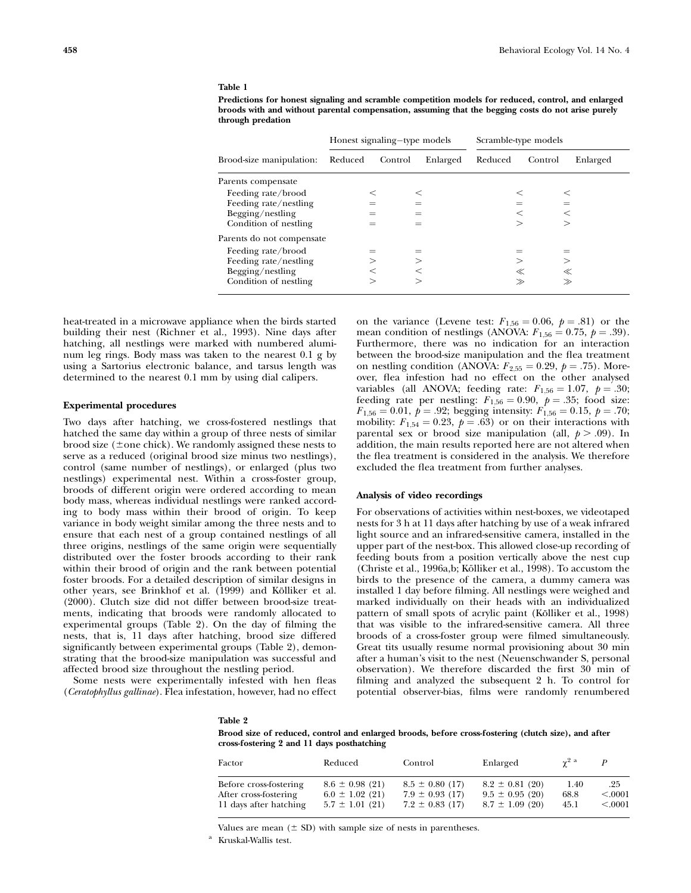**Table 1**

**Predictions for honest signaling and scramble competition models for reduced, control, and enlarged broods with and without parental compensation, assuming that the begging costs do not arise purely through predation**

| | Honest signaling–type models | | | Scramble-type models | | |
|---|---|---|---|---|---|---|
| Brood-size manipulation: | Reduced | Control | Enlarged | Reduced | Control | Enlarged |
| Parents compensate | | | | | | |
| Feeding rate/brood | | < | < | | < | < |
| Feeding rate/nestling | | = | = | | = | = |
| Begging/nestling | | = | = | | < | < |
| Condition of nestling | | = | = | | > | > |
| Parents do not compensate | | | | | | |
| Feeding rate/brood | | = | = | | = | = |
| Feeding rate/nestling | | > | > | | > | > |
| Begging/nestling | | < | < | | ≪ | ≪ |
| Condition of nestling | | > | > | | ≫ | ≫ |

heat-treated in a microwave appliance when the birds started building their nest (Richner et al., 1993). Nine days after hatching, all nestlings were marked with numbered aluminum leg rings. Body mass was taken to the nearest 0.1 g by using a Sartorius electronic balance, and tarsus length was determined to the nearest 0.1 mm by using dial calipers.

### Experimental procedures

Two days after hatching, we cross-fostered nestlings that hatched the same day within a group of three nests of similar brood size (±one chick). We randomly assigned these nests to serve as a reduced (original brood size minus two nestlings), control (same number of nestlings), or enlarged (plus two nestlings) experimental nest. Within a cross-foster group, broods of different origin were ordered according to mean body mass, whereas individual nestlings were ranked according to body mass within their brood of origin. To keep variance in body weight similar among the three nests and to ensure that each nest of a group contained nestlings of all three origins, nestlings of the same origin were sequentially distributed over the foster broods according to their rank within their brood of origin and the rank between potential foster broods. For a detailed description of similar designs in other years, see Brinkhof et al. (1999) and Kölliker et al. (2000). Clutch size did not differ between brood-size treatments, indicating that broods were randomly allocated to experimental groups (Table 2). On the day of filming the nests, that is, 11 days after hatching, brood size differed significantly between experimental groups (Table 2), demonstrating that the brood-size manipulation was successful and affected brood size throughout the nestling period.

Some nests were experimentally infested with hen fleas (*Ceratophyllus gallinae*). Flea infestation, however, had no effect on the variance (Levene test: $F_{1,56} = 0.06$, $p = .81$) or the mean condition of nestlings (ANOVA: $F_{1,56} = 0.75$, $p = .39$). Furthermore, there was no indication for an interaction between the brood-size manipulation and the flea treatment on nestling condition (ANOVA: $F_{2,55} = 0.29$, $p = .75$). Moreover, flea infestion had no effect on the other analysed variables (all ANOVA; feeding rate: $F_{1,56} = 1.07$, $p = .30$; feeding rate per nestling: $F_{1,56} = 0.90$, $p = .35$; food size: $F_{1,56} = 0.01$, $p = .92$; begging intensity: $F_{1,56} = 0.15$, $p = .70$; mobility: $F_{1,54} = 0.23$, $p = .63$) or on their interactions with parental sex or brood size manipulation (all, $p > .09$). In addition, the main results reported here are not altered when the flea treatment is considered in the analysis. We therefore excluded the flea treatment from further analyses.

### Analysis of video recordings

For observations of activities within nest-boxes, we videotaped nests for 3 h at 11 days after hatching by use of a weak infrared light source and an infrared-sensitive camera, installed in the upper part of the nest-box. This allowed close-up recording of feeding bouts from a position vertically above the nest cup (Christe et al., 1996a,b; Kölliker et al., 1998). To accustom the birds to the presence of the camera, a dummy camera was installed 1 day before filming. All nestlings were weighed and marked individually on their heads with an individualized pattern of small spots of acrylic paint (Kölliker et al., 1998) that was visible to the infrared-sensitive camera. All three broods of a cross-foster group were filmed simultaneously. Great tits usually resume normal provisioning about 30 min after a human's visit to the nest (Neuenschwander S, personal observation). We therefore discarded the first 30 min of filming and analyzed the subsequent 2 h. To control for potential observer-bias, films were randomly renumbered

**Table 2**

**Brood size of reduced, control and enlarged broods, before cross-fostering (clutch size), and after cross-fostering 2 and 11 days posthatching**

| Factor | Reduced | Control | Enlarged | $\chi^{2}$ [a] | $P$ |
|---|---|---|---|---|---|
| Before cross-fostering | 8.6 ± 0.98 (21) | 8.5 ± 0.80 (17) | 8.2 ± 0.81 (20) | 1.40 | .25 |
| After cross-fostering | 6.0 ± 1.02 (21) | 7.9 ± 0.93 (17) | 9.5 ± 0.95 (20) | 68.8 | <.0001 |
| 11 days after hatching | 5.7 ± 1.01 (21) | 7.2 ± 0.83 (17) | 8.7 ± 1.09 (20) | 45.1 | <.0001 |

Values are mean (± SD) with sample size of nests in parentheses.

[a] Kruskal-Wallis test.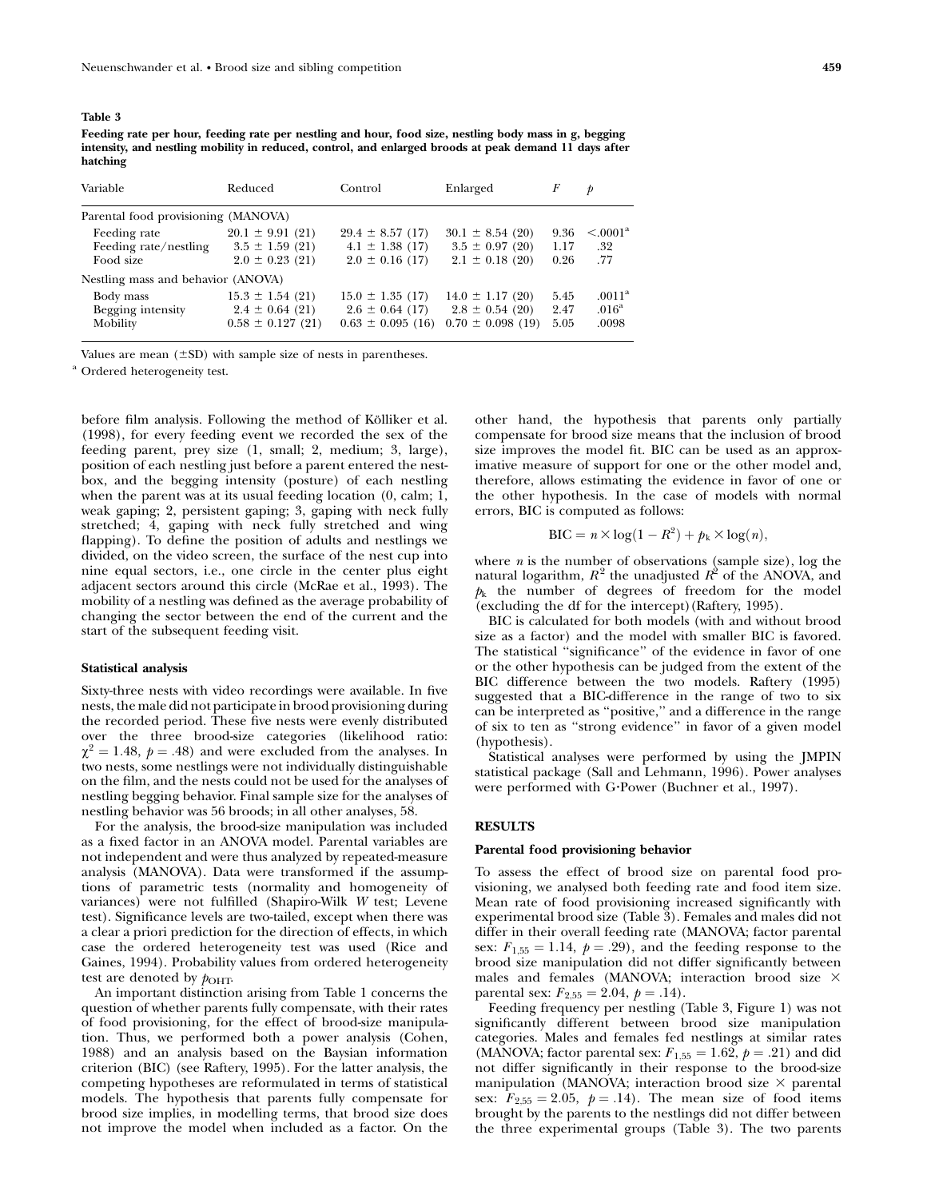**Table 3**

**Feeding rate per hour, feeding rate per nestling and hour, food size, nestling body mass in g, begging intensity, and nestling mobility in reduced, control, and enlarged broods at peak demand 11 days after hatching**

| Variable | Reduced | Control | Enlarged | $F$ | $p$ |
|---|---|---|---|---|---|
| Parental food provisioning (MANOVA) | | | | | |
| Feeding rate | 20.1 ± 9.91 (21) | 29.4 ± 8.57 (17) | 30.1 ± 8.54 (20) | 9.36 | <.0001[a] |
| Feeding rate/nestling | 3.5 ± 1.59 (21) | 4.1 ± 1.38 (17) | 3.5 ± 0.97 (20) | 1.17 | .32 |
| Food size | 2.0 ± 0.23 (21) | 2.0 ± 0.16 (17) | 2.1 ± 0.18 (20) | 0.26 | .77 |
| Nestling mass and behavior (ANOVA) | | | | | |
| Body mass | 15.3 ± 1.54 (21) | 15.0 ± 1.35 (17) | 14.0 ± 1.17 (20) | 5.45 | .0011[a] |
| Begging intensity | 2.4 ± 0.64 (21) | 2.6 ± 0.64 (17) | 2.8 ± 0.54 (20) | 2.47 | .016[a] |
| Mobility | 0.58 ± 0.127 (21) | 0.63 ± 0.095 (16) | 0.70 ± 0.098 (19) | 5.05 | .0098 |

Values are mean (±SD) with sample size of nests in parentheses.

[a] Ordered heterogeneity test.

before film analysis. Following the method of Kölliker et al. (1998), for every feeding event we recorded the sex of the feeding parent, prey size (1, small; 2, medium; 3, large), position of each nestling just before a parent entered the nestbox, and the begging intensity (posture) of each nestling when the parent was at its usual feeding location (0, calm; 1, weak gaping; 2, persistent gaping; 3, gaping with neck fully stretched; 4, gaping with neck fully stretched and wing flapping). To define the position of adults and nestlings we divided, on the video screen, the surface of the nest cup into nine equal sectors, i.e., one circle in the center plus eight adjacent sectors around this circle (McRae et al., 1993). The mobility of a nestling was defined as the average probability of changing the sector between the end of the current and the start of the subsequent feeding visit.

### Statistical analysis

Sixty-three nests with video recordings were available. In five nests, the male did not participate in brood provisioning during the recorded period. These five nests were evenly distributed over the three brood-size categories (likelihood ratio: $\chi^2 = 1.48$, $p = .48$) and were excluded from the analyses. In two nests, some nestlings were not individually distinguishable on the film, and the nests could not be used for the analyses of nestling begging behavior. Final sample size for the analyses of nestling behavior was 56 broods; in all other analyses, 58.

For the analysis, the brood-size manipulation was included as a fixed factor in an ANOVA model. Parental variables are not independent and were thus analyzed by repeated-measure analysis (MANOVA). Data were transformed if the assumptions of parametric tests (normality and homogeneity of variances) were not fulfilled (Shapiro-Wilk $W$ test; Levene test). Significance levels are two-tailed, except when there was a clear a priori prediction for the direction of effects, in which case the ordered heterogeneity test was used (Rice and Gaines, 1994). Probability values from ordered heterogeneity test are denoted by $p_{\mathrm{OHT}}$.

An important distinction arising from Table 1 concerns the question of whether parents fully compensate, with their rates of food provisioning, for the effect of brood-size manipulation. Thus, we performed both a power analysis (Cohen, 1988) and an analysis based on the Baysian information criterion (BIC) (see Raftery, 1995). For the latter analysis, the competing hypotheses are reformulated in terms of statistical models. The hypothesis that parents fully compensate for brood size implies, in modelling terms, that brood size does not improve the model when included as a factor. On the other hand, the hypothesis that parents only partially compensate for brood size means that the inclusion of brood size improves the model fit. BIC can be used as an approximative measure of support for one or the other model and, therefore, allows estimating the evidence in favor of one or the other hypothesis. In the case of models with normal errors, BIC is computed as follows:

$$\mathrm{BIC} = n \times \log(1 - R^2) + p_k \times \log(n),$$

where $n$ is the number of observations (sample size), log the natural logarithm, $R^2$ the unadjusted $R^2$ of the ANOVA, and $p_k$ the number of degrees of freedom for the model (excluding the df for the intercept) (Raftery, 1995).

BIC is calculated for both models (with and without brood size as a factor) and the model with smaller BIC is favored. The statistical "significance" of the evidence in favor of one or the other hypothesis can be judged from the extent of the BIC difference between the two models. Raftery (1995) suggested that a BIC-difference in the range of two to six can be interpreted as "positive," and a difference in the range of six to ten as "strong evidence" in favor of a given model (hypothesis).

Statistical analyses were performed by using the JMPIN statistical package (Sall and Lehmann, 1996). Power analyses were performed with G•Power (Buchner et al., 1997).

## RESULTS

### Parental food provisioning behavior

To assess the effect of brood size on parental food provisioning, we analysed both feeding rate and food item size. Mean rate of food provisioning increased significantly with experimental brood size (Table 3). Females and males did not differ in their overall feeding rate (MANOVA; factor parental sex: $F_{1,55} = 1.14$, $p = .29$), and the feeding response to the brood size manipulation did not differ significantly between males and females (MANOVA; interaction brood size × parental sex: $F_{2,55} = 2.04$, $p = .14$).

Feeding frequency per nestling (Table 3, Figure 1) was not significantly different between brood size manipulation categories. Males and females fed nestlings at similar rates (MANOVA; factor parental sex: $F_{1,55} = 1.62$, $p = .21$) and did not differ significantly in their response to the brood-size manipulation (MANOVA; interaction brood size × parental sex: $F_{2,55} = 2.05$, $p = .14$). The mean size of food items brought by the parents to the nestlings did not differ between the three experimental groups (Table 3). The two parents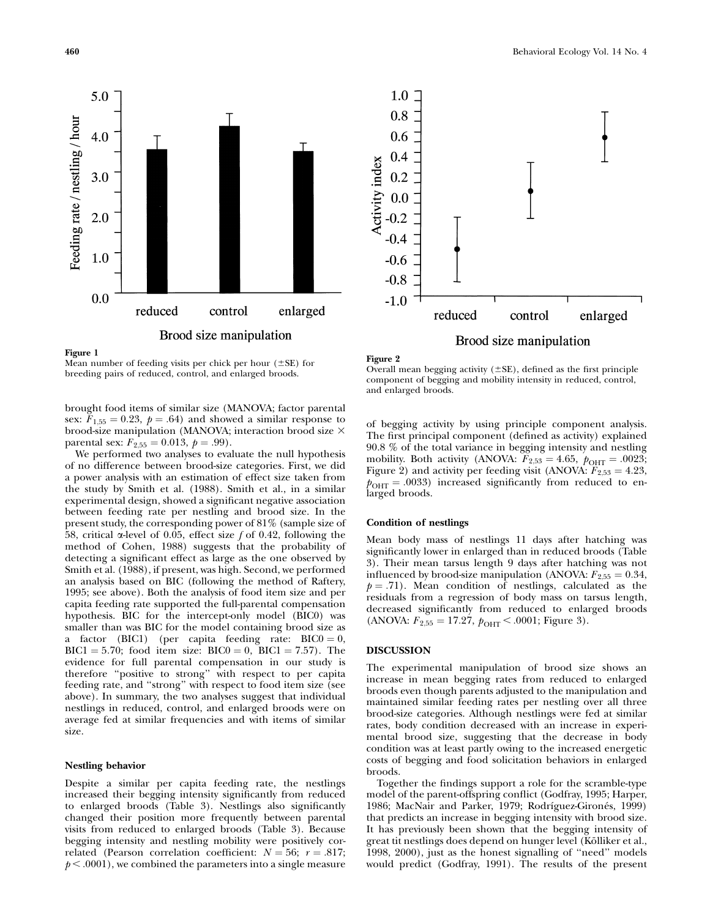Figure 1
Mean number of feeding visits per chick per hour (±SE) for breeding pairs of reduced, control, and enlarged broods.

Figure 2
Overall mean begging activity (±SE), defined as the first principle component of begging and mobility intensity in reduced, control, and enlarged broods.

brought food items of similar size (MANOVA; factor parental sex: $F_{1,55} = 0.23$, $p = .64$) and showed a similar response to brood-size manipulation (MANOVA; interaction brood size × parental sex: $F_{2,55} = 0.013$, $p = .99$).

We performed two analyses to evaluate the null hypothesis of no difference between brood-size categories. First, we did a power analysis with an estimation of effect size taken from the study by Smith et al. (1988). Smith et al., in a similar experimental design, showed a significant negative association between feeding rate per nestling and brood size. In the present study, the corresponding power of 81% (sample size of 58, critical α-level of 0.05, effect size $f$ of 0.42, following the method of Cohen, 1988) suggests that the probability of detecting a significant effect as large as the one observed by Smith et al. (1988), if present, was high. Second, we performed an analysis based on BIC (following the method of Raftery, 1995; see above). Both the analysis of food item size and per capita feeding rate supported the full-parental compensation hypothesis. BIC for the intercept-only model (BIC0) was smaller than was BIC for the model containing brood size as a factor (BIC1) (per capita feeding rate: BIC0 = 0, BIC1 = 5.70; food item size: BIC0 = 0, BIC1 = 7.57). The evidence for full parental compensation in our study is therefore "positive to strong" with respect to per capita feeding rate, and "strong" with respect to food item size (see above). In summary, the two analyses suggest that individual nestlings in reduced, control, and enlarged broods were on average fed at similar frequencies and with items of similar size.

### Nestling behavior

Despite a similar per capita feeding rate, the nestlings increased their begging intensity significantly from reduced to enlarged broods (Table 3). Nestlings also significantly changed their position more frequently between parental visits from reduced to enlarged broods (Table 3). Because begging intensity and nestling mobility were positively correlated (Pearson correlation coefficient: $N = 56$; $r = .817$; $p < .0001$), we combined the parameters into a single measure of begging activity by using principle component analysis. The first principal component (defined as activity) explained 90.8 % of the total variance in begging intensity and nestling mobility. Both activity (ANOVA: $F_{2,53} = 4.65$, $p_{\mathrm{OHT}} = .0023$; Figure 2) and activity per feeding visit (ANOVA: $F_{2,53} = 4.23$, $p_{\mathrm{OHT}} = .0033$) increased significantly from reduced to enlarged broods.

### Condition of nestlings

Mean body mass of nestlings 11 days after hatching was significantly lower in enlarged than in reduced broods (Table 3). Their mean tarsus length 9 days after hatching was not influenced by brood-size manipulation (ANOVA: $F_{2,55} = 0.34$, $p = .71$). Mean condition of nestlings, calculated as the residuals from a regression of body mass on tarsus length, decreased significantly from reduced to enlarged broods (ANOVA: $F_{2,55} = 17.27$, $p_{\mathrm{OHT}} < .0001$; Figure 3).

## DISCUSSION

The experimental manipulation of brood size shows an increase in mean begging rates from reduced to enlarged broods even though parents adjusted to the manipulation and maintained similar feeding rates per nestling over all three brood-size categories. Although nestlings were fed at similar rates, body condition decreased with an increase in experimental brood size, suggesting that the decrease in body condition was at least partly owing to the increased energetic costs of begging and food solicitation behaviors in enlarged broods.

Together the findings support a role for the scramble-type model of the parent-offspring conflict (Godfray, 1995; Harper, 1986; MacNair and Parker, 1979; Rodríguez-Gironés, 1999) that predicts an increase in begging intensity with brood size. It has previously been shown that the begging intensity of great tit nestlings does depend on hunger level (Kölliker et al., 1998, 2000), just as the honest signalling of "need" models would predict (Godfray, 1991). The results of the present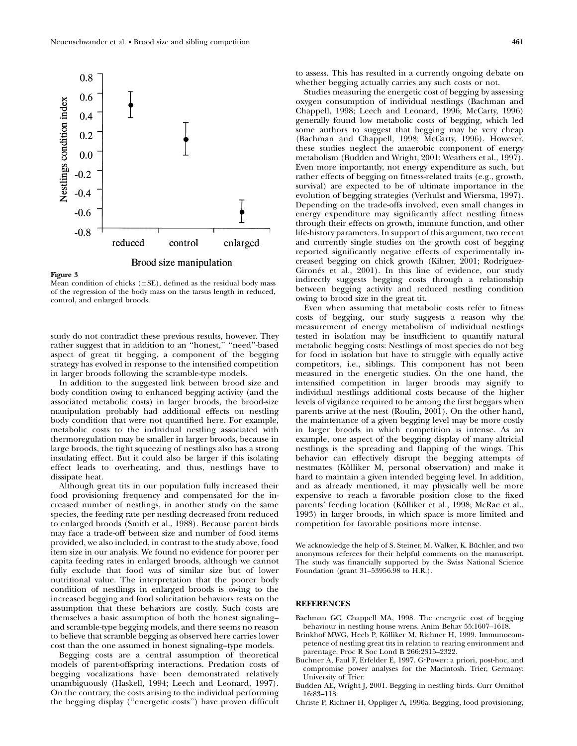0.8
0.6
0.4
0.2
0.0
-0.2
-0.4
-0.6
-0.8

Nestlings condition index

reduced
control
enlarged

Brood size manipulation

**Figure 3**
Mean condition of chicks (±SE), defined as the residual body mass of the regression of the body mass on the tarsus length in reduced, control, and enlarged broods.

study do not contradict these previous results, however. They rather suggest that in addition to an "honest," "need"-based aspect of great tit begging, a component of the begging strategy has evolved in response to the intensified competition in larger broods following the scramble-type models.

In addition to the suggested link between brood size and body condition owing to enhanced begging activity (and the associated metabolic costs) in larger broods, the brood-size manipulation probably had additional effects on nestling body condition that were not quantified here. For example, metabolic costs to the individual nestling associated with thermoregulation may be smaller in larger broods, because in large broods, the tight squeezing of nestlings also has a strong insulating effect. But it could also be larger if this isolating effect leads to overheating, and thus, nestlings have to dissipate heat.

Although great tits in our population fully increased their food provisioning frequency and compensated for the increased number of nestlings, in another study on the same species, the feeding rate per nestling decreased from reduced to enlarged broods (Smith et al., 1988). Because parent birds may face a trade-off between size and number of food items provided, we also included, in contrast to the study above, food item size in our analysis. We found no evidence for poorer per capita feeding rates in enlarged broods, although we cannot fully exclude that food was of similar size but of lower nutritional value. The interpretation that the poorer body condition of nestlings in enlarged broods is owing to the increased begging and food solicitation behaviors rests on the assumption that these behaviors are costly. Such costs are themselves a basic assumption of both the honest signaling– and scramble-type begging models, and there seems no reason to believe that scramble begging as observed here carries lower cost than the one assumed in honest signaling–type models.

Begging costs are a central assumption of theoretical models of parent-offspring interactions. Predation costs of begging vocalizations have been demonstrated relatively unambiguously (Haskell, 1994; Leech and Leonard, 1997). On the contrary, the costs arising to the individual performing the begging display ("energetic costs") have proven difficult to assess. This has resulted in a currently ongoing debate on whether begging actually carries any such costs or not.

Studies measuring the energetic cost of begging by assessing oxygen consumption of individual nestlings (Bachman and Chappell, 1998; Leech and Leonard, 1996; McCarty, 1996) generally found low metabolic costs of begging, which led some authors to suggest that begging may be very cheap (Bachman and Chappell, 1998; McCarty, 1996). However, these studies neglect the anaerobic component of energy metabolism (Budden and Wright, 2001; Weathers et al., 1997). Even more importantly, not energy expenditure as such, but rather effects of begging on fitness-related traits (e.g., growth, survival) are expected to be of ultimate importance in the evolution of begging strategies (Verhulst and Wiersma, 1997). Depending on the trade-offs involved, even small changes in energy expenditure may significantly affect nestling fitness through their effects on growth, immune function, and other life-history parameters. In support of this argument, two recent and currently single studies on the growth cost of begging reported significantly negative effects of experimentally increased begging on chick growth (Kilner, 2001; Rodríguez-Gironés et al., 2001). In this line of evidence, our study indirectly suggests begging costs through a relationship between begging activity and reduced nestling condition owing to brood size in the great tit.

Even when assuming that metabolic costs refer to fitness costs of begging, our study suggests a reason why the measurement of energy metabolism of individual nestlings tested in isolation may be insufficient to quantify natural metabolic begging costs: Nestlings of most species do not beg for food in isolation but have to struggle with equally active competitors, i.e., siblings. This component has not been measured in the energetic studies. On the one hand, the intensified competition in larger broods may signify to individual nestlings additional costs because of the higher levels of vigilance required to be among the first beggars when parents arrive at the nest (Roulin, 2001). On the other hand, the maintenance of a given begging level may be more costly in larger broods in which competition is intense. As an example, one aspect of the begging display of many altricial nestlings is the spreading and flapping of the wings. This behavior can effectively disrupt the begging attempts of nestmates (Kölliker M, personal observation) and make it hard to maintain a given intended begging level. In addition, and as already mentioned, it may physically well be more expensive to reach a favorable position close to the fixed parents' feeding location (Kölliker et al., 1998; McRae et al., 1993) in larger broods, in which space is more limited and competition for favorable positions more intense.

We acknowledge the help of S. Steiner, M. Walker, K. Büchler, and two anonymous referees for their helpful comments on the manuscript. The study was financially supported by the Swiss National Science Foundation (grant 31–53956.98 to H.R.).

## REFERENCES

Bachman GC, Chappell MA, 1998. The energetic cost of begging behaviour in nestling house wrens. Anim Behav 55:1607–1618.

Brinkhof MWG, Heeb P, Kölliker M, Richner H, 1999. Immunocompetence of nestling great tits in relation to rearing environment and parentage. Proc R Soc Lond B 266:2315–2322.

Buchner A, Faul F, Erfelder E, 1997. G•Power: a priori, post-hoc, and compromise power analyses for the Macintosh. Trier, Germany: University of Trier.

Budden AE, Wright J, 2001. Begging in nestling birds. Curr Ornithol 16:83–118.

Christe P, Richner H, Oppliger A, 1996a. Begging, food provisioning,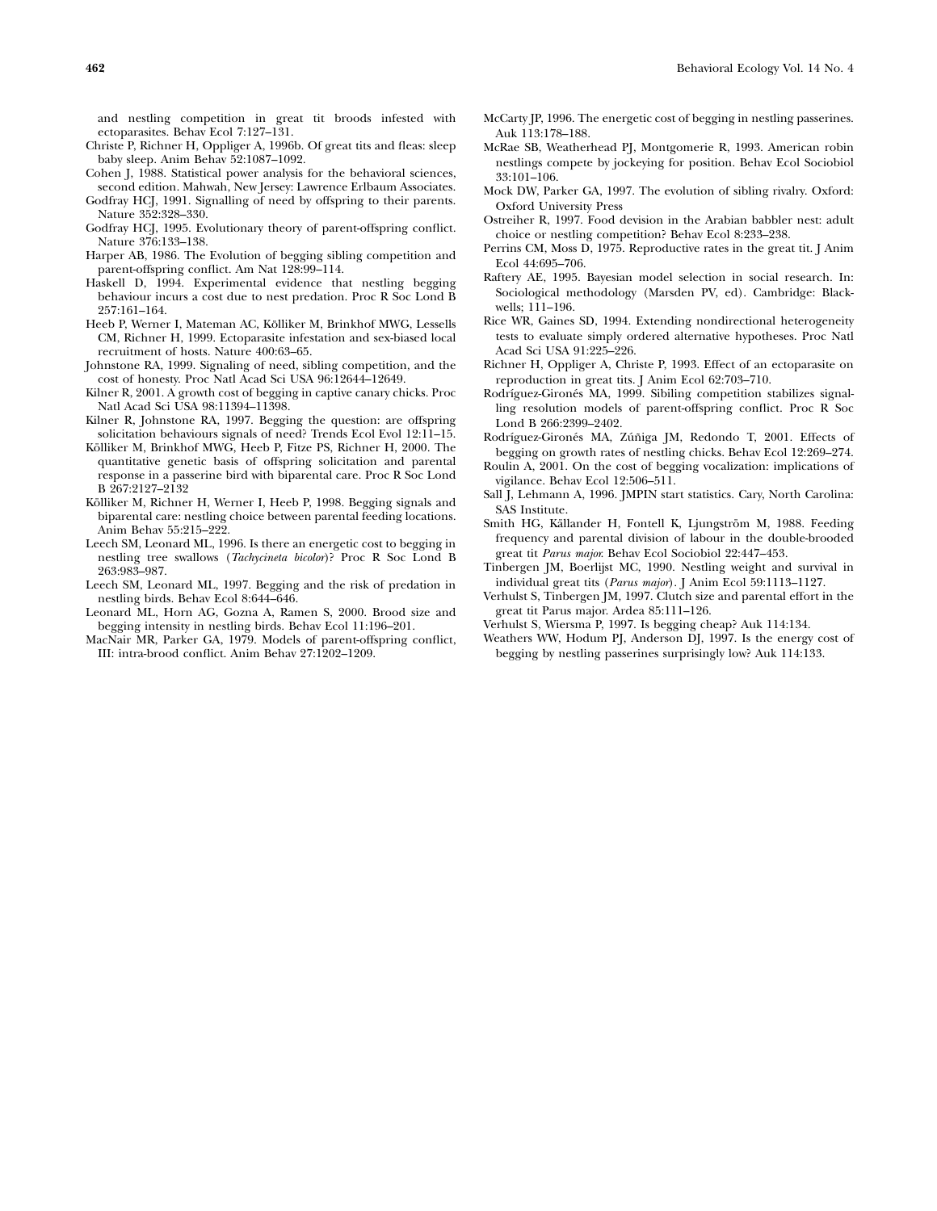and nestling competition in great tit broods infested with ectoparasites. Behav Ecol 7:127–131.

Christe P, Richner H, Oppliger A, 1996b. Of great tits and fleas: sleep baby sleep. Anim Behav 52:1087–1092.

Cohen J, 1988. Statistical power analysis for the behavioral sciences, second edition. Mahwah, New Jersey: Lawrence Erlbaum Associates.

Godfray HCJ, 1991. Signalling of need by offspring to their parents. Nature 352:328–330.

Godfray HCJ, 1995. Evolutionary theory of parent-offspring conflict. Nature 376:133–138.

Harper AB, 1986. The Evolution of begging sibling competition and parent-offspring conflict. Am Nat 128:99–114.

Haskell D, 1994. Experimental evidence that nestling begging behaviour incurs a cost due to nest predation. Proc R Soc Lond B 257:161–164.

Heeb P, Werner I, Mateman AC, Kölliker M, Brinkhof MWG, Lessells CM, Richner H, 1999. Ectoparasite infestation and sex-biased local recruitment of hosts. Nature 400:63–65.

Johnstone RA, 1999. Signaling of need, sibling competition, and the cost of honesty. Proc Natl Acad Sci USA 96:12644–12649.

Kilner R, 2001. A growth cost of begging in captive canary chicks. Proc Natl Acad Sci USA 98:11394–11398.

Kilner R, Johnstone RA, 1997. Begging the question: are offspring solicitation behaviours signals of need? Trends Ecol Evol 12:11–15.

Kölliker M, Brinkhof MWG, Heeb P, Fitze PS, Richner H, 2000. The quantitative genetic basis of offspring solicitation and parental response in a passerine bird with biparental care. Proc R Soc Lond B 267:2127–2132

Kölliker M, Richner H, Werner I, Heeb P, 1998. Begging signals and biparental care: nestling choice between parental feeding locations. Anim Behav 55:215–222.

Leech SM, Leonard ML, 1996. Is there an energetic cost to begging in nestling tree swallows (*Tachycineta bicolor*)? Proc R Soc Lond B 263:983–987.

Leech SM, Leonard ML, 1997. Begging and the risk of predation in nestling birds. Behav Ecol 8:644–646.

Leonard ML, Horn AG, Gozna A, Ramen S, 2000. Brood size and begging intensity in nestling birds. Behav Ecol 11:196–201.

MacNair MR, Parker GA, 1979. Models of parent-offspring conflict, III: intra-brood conflict. Anim Behav 27:1202–1209.

McCarty JP, 1996. The energetic cost of begging in nestling passerines. Auk 113:178–188.

McRae SB, Weatherhead PJ, Montgomerie R, 1993. American robin nestlings compete by jockeying for position. Behav Ecol Sociobiol 33:101–106.

Mock DW, Parker GA, 1997. The evolution of sibling rivalry. Oxford: Oxford University Press

Ostreiher R, 1997. Food devision in the Arabian babbler nest: adult choice or nestling competition? Behav Ecol 8:233–238.

Perrins CM, Moss D, 1975. Reproductive rates in the great tit. J Anim Ecol 44:695–706.

Raftery AE, 1995. Bayesian model selection in social research. In: Sociological methodology (Marsden PV, ed). Cambridge: Blackwells; 111–196.

Rice WR, Gaines SD, 1994. Extending nondirectional heterogeneity tests to evaluate simply ordered alternative hypotheses. Proc Natl Acad Sci USA 91:225–226.

Richner H, Oppliger A, Christe P, 1993. Effect of an ectoparasite on reproduction in great tits. J Anim Ecol 62:703–710.

Rodríguez-Gironés MA, 1999. Sibiling competition stabilizes signalling resolution models of parent-offspring conflict. Proc R Soc Lond B 266:2399–2402.

Rodríguez-Gironés MA, Zúñiga JM, Redondo T, 2001. Effects of begging on growth rates of nestling chicks. Behav Ecol 12:269–274.

Roulin A, 2001. On the cost of begging vocalization: implications of vigilance. Behav Ecol 12:506–511.

Sall J, Lehmann A, 1996. JMPIN start statistics. Cary, North Carolina: SAS Institute.

Smith HG, Källander H, Fontell K, Ljungström M, 1988. Feeding frequency and parental division of labour in the double-brooded great tit *Parus major*. Behav Ecol Sociobiol 22:447–453.

Tinbergen JM, Boerlijst MC, 1990. Nestling weight and survival in individual great tits (*Parus major*). J Anim Ecol 59:1113–1127.

Verhulst S, Tinbergen JM, 1997. Clutch size and parental effort in the great tit Parus major. Ardea 85:111–126.

Verhulst S, Wiersma P, 1997. Is begging cheap? Auk 114:134.

Weathers WW, Hodum PJ, Anderson DJ, 1997. Is the energy cost of begging by nestling passerines surprisingly low? Auk 114:133.